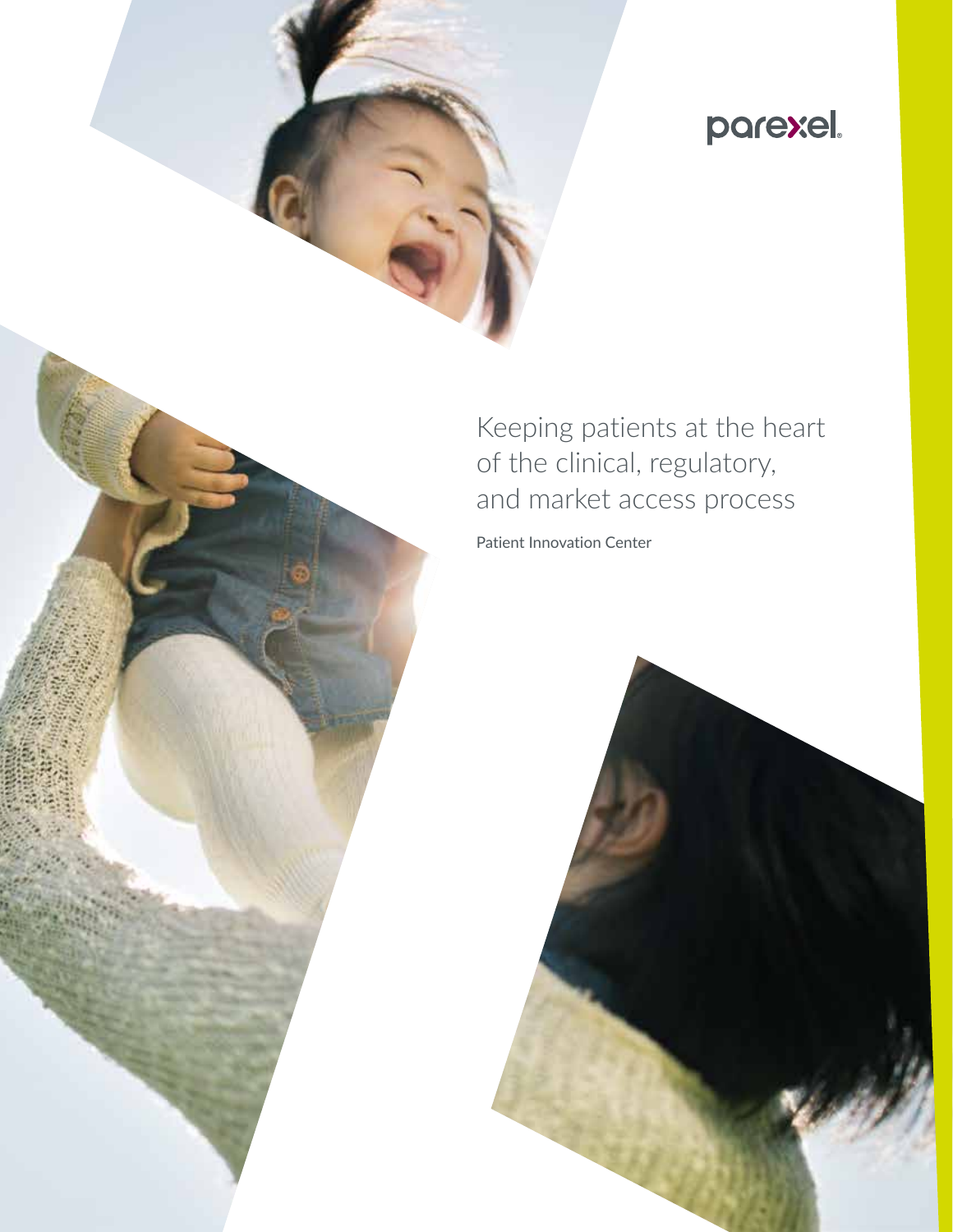parexel

# Keeping patients at the heart of the clinical, regulatory, and market access process

Patient Innovation Center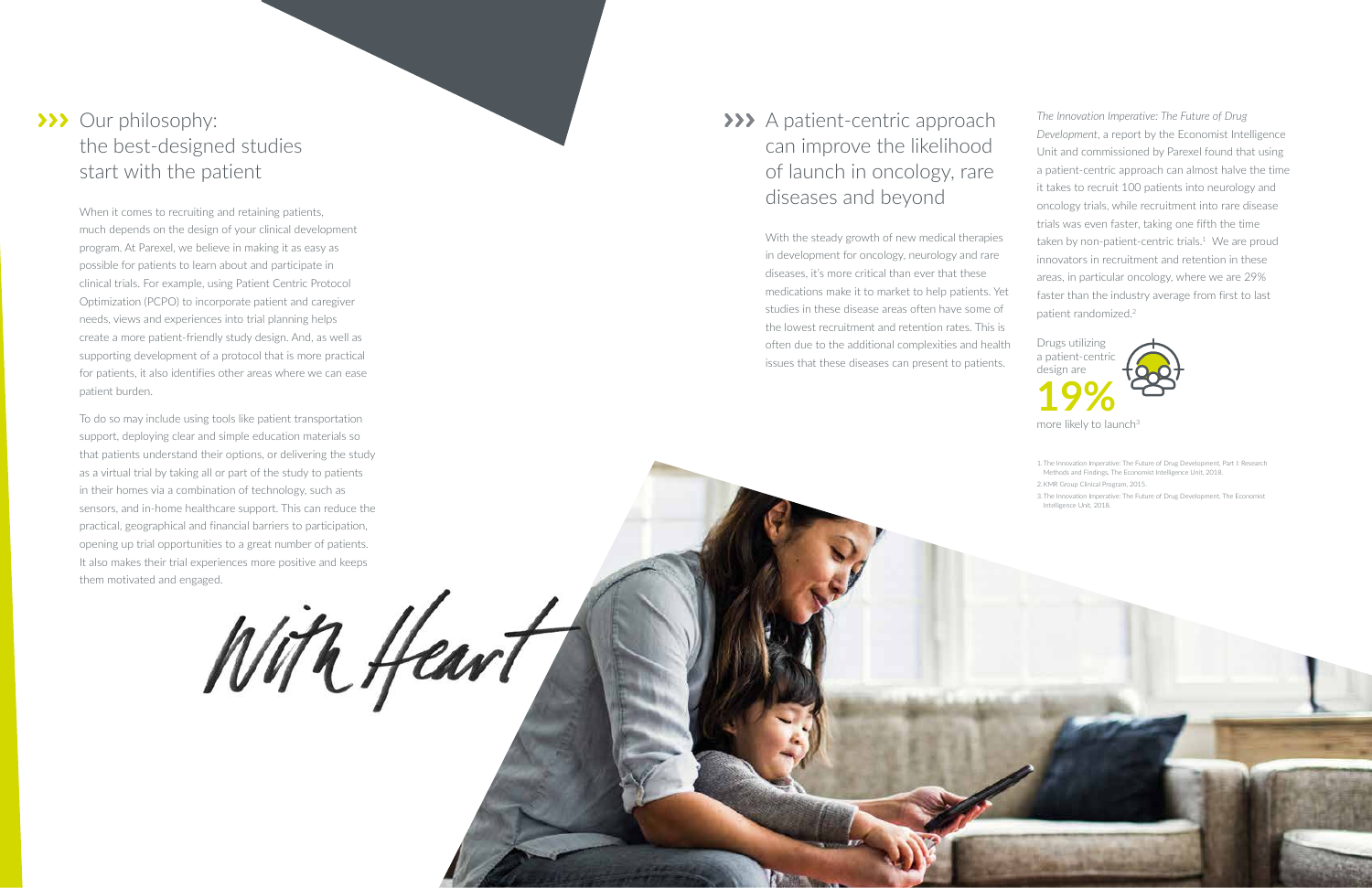## Our philosophy: the best-designed studies start with the patient

When it comes to recruiting and retaining patients, much depends on the design of your clinical development program. At Parexel, we believe in making it as easy as possible for patients to learn about and participate in clinical trials. For example, using Patient Centric Protocol Optimization (PCPO) to incorporate patient and caregiver needs, views and experiences into trial planning helps create a more patient-friendly study design. And, as well as supporting development of a protocol that is more practical for patients, it also identifies other areas where we can ease patient burden.

To do so may include using tools like patient transportation support, deploying clear and simple education materials so that patients understand their options, or delivering the study as a virtual trial by taking all or part of the study to patients in their homes via a combination of technology, such as sensors, and in-home healthcare support. This can reduce the practical, geographical and financial barriers to participation, opening up trial opportunities to a great number of patients. It also makes their trial experiences more positive and keeps them motivated and engaged.

With Heart

## A patient-centric approach can improve the likelihood of launch in oncology, rare diseases and beyond

With the steady growth of new medical therapies in development for oncology, neurology and rare diseases, it's more critical than ever that these medications make it to market to help patients. Yet studies in these disease areas often have some of the lowest recruitment and retention rates. This is often due to the additional complexities and health issues that these diseases can present to patients.

*The Innovation Imperative: The Future of Drug Development*, a report by the Economist Intelligence Unit and commissioned by Parexel found that using a patient-centric approach can almost halve the time it takes to recruit 100 patients into neurology and oncology trials, while recruitment into rare disease trials was even faster, taking one fifth the time taken by non-patient-centric trials.[1] We are proud innovators in recruitment and retention in these areas, in particular oncology, where we are 29% faster than the industry average from first to last patient randomized.[2]

Drugs utilizing a patient-centric design are

**19%**

more likely to launch[3]

1. The Innovation Imperative: The Future of Drug Development. Part I: Research Methods and Findings. The Economist Intelligence Unit, 2018.
2. KMR Group Clinical Program, 2015.
3. The Innovation Imperative: The Future of Drug Development. The Economist Intelligence Unit, 2018.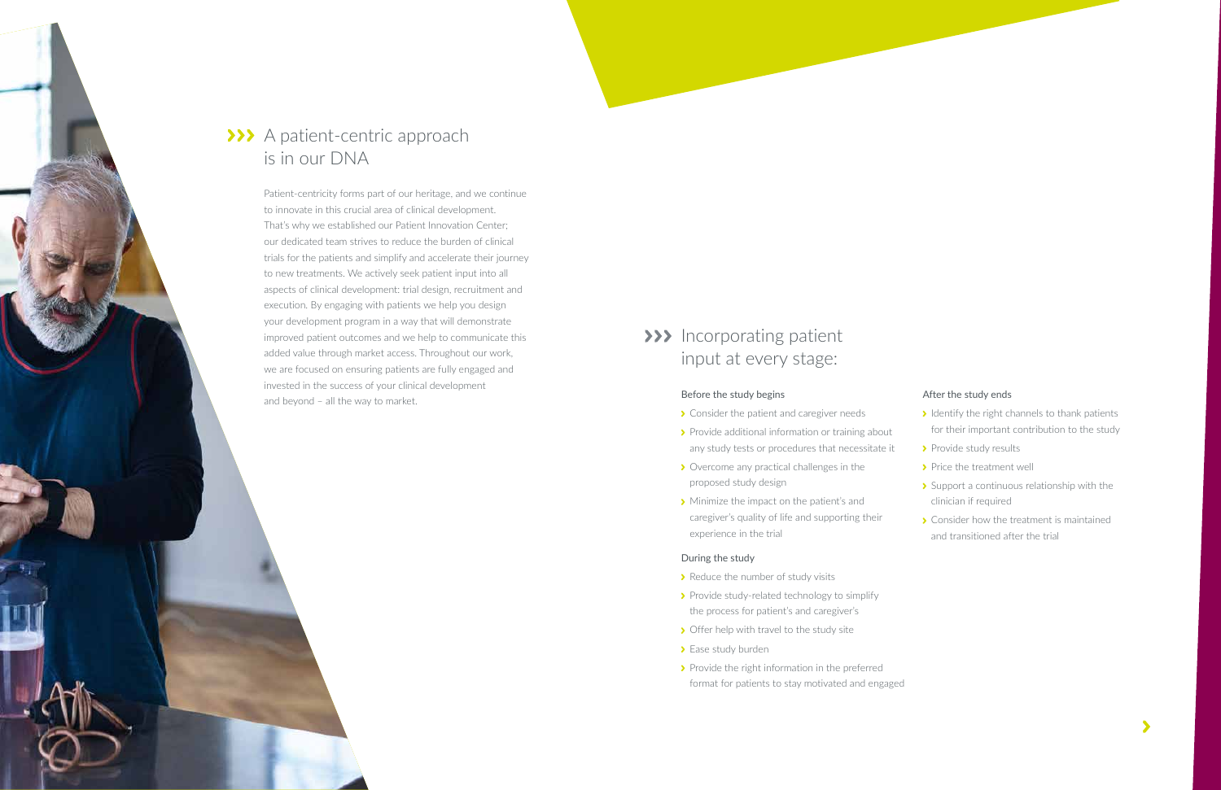## A patient-centric approach is in our DNA

Patient-centricity forms part of our heritage, and we continue to innovate in this crucial area of clinical development. That's why we established our Patient Innovation Center; our dedicated team strives to reduce the burden of clinical trials for the patients and simplify and accelerate their journey to new treatments. We actively seek patient input into all aspects of clinical development: trial design, recruitment and execution. By engaging with patients we help you design your development program in a way that will demonstrate improved patient outcomes and we help to communicate this added value through market access. Throughout our work, we are focused on ensuring patients are fully engaged and invested in the success of your clinical development and beyond – all the way to market.

## Incorporating patient input at every stage:

### Before the study begins

- Consider the patient and caregiver needs
- Provide additional information or training about any study tests or procedures that necessitate it
- Overcome any practical challenges in the proposed study design
- Minimize the impact on the patient's and caregiver's quality of life and supporting their experience in the trial

### During the study

- Reduce the number of study visits
- Provide study-related technology to simplify the process for patient's and caregiver's
- Offer help with travel to the study site
- Ease study burden
- Provide the right information in the preferred format for patients to stay motivated and engaged

### After the study ends

- Identify the right channels to thank patients for their important contribution to the study
- Provide study results
- Price the treatment well
- Support a continuous relationship with the clinician if required
- Consider how the treatment is maintained and transitioned after the trial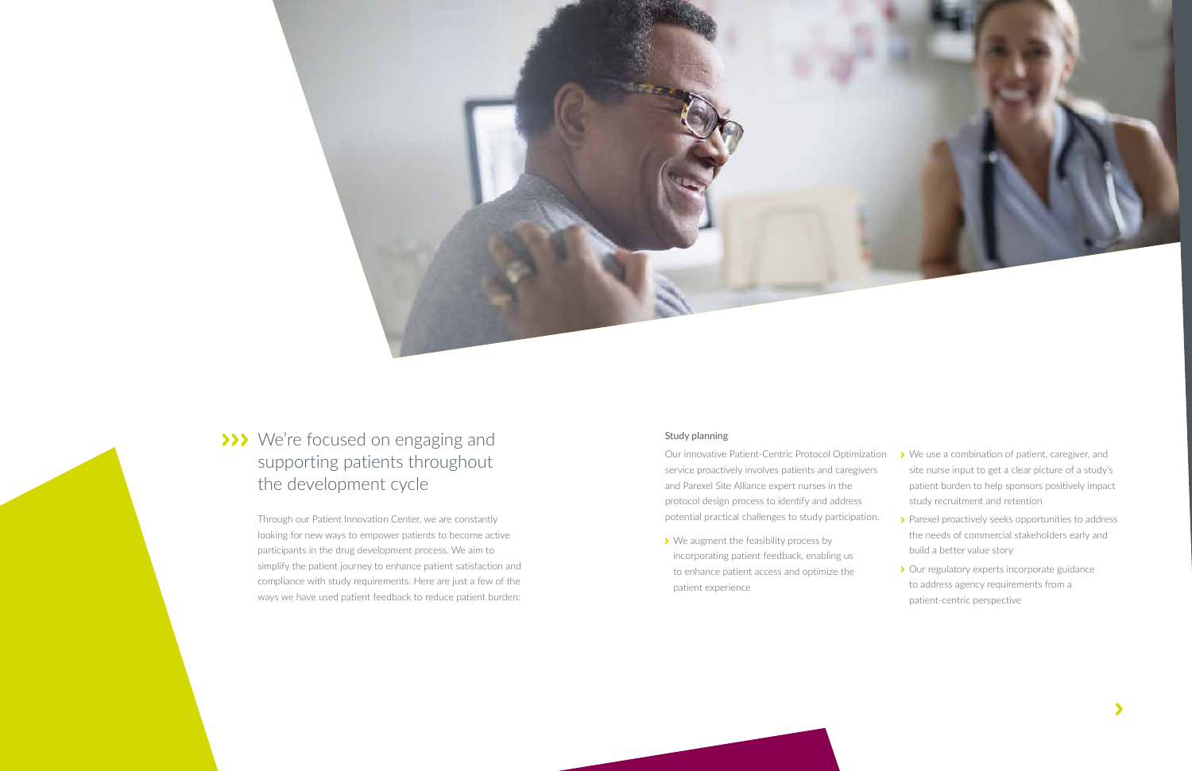## We're focused on engaging and supporting patients throughout the development cycle

Through our Patient Innovation Center, we are constantly looking for new ways to empower patients to become active participants in the drug development process. We aim to simplify the patient journey to enhance patient satisfaction and compliance with study requirements. Here are just a few of the ways we have used patient feedback to reduce patient burden:

### Study planning

Our innovative Patient-Centric Protocol Optimization service proactively involves patients and caregivers and Parexel Site Alliance expert nurses in the protocol design process to identify and address potential practical challenges to study participation.

- We augment the feasibility process by incorporating patient feedback, enabling us to enhance patient access and optimize the patient experience
- We use a combination of patient, caregiver, and site nurse input to get a clear picture of a study's patient burden to help sponsors positively impact study recruitment and retention
- Parexel proactively seeks opportunities to address the needs of commercial stakeholders early and build a better value story
- Our regulatory experts incorporate guidance to address agency requirements from a patient-centric perspective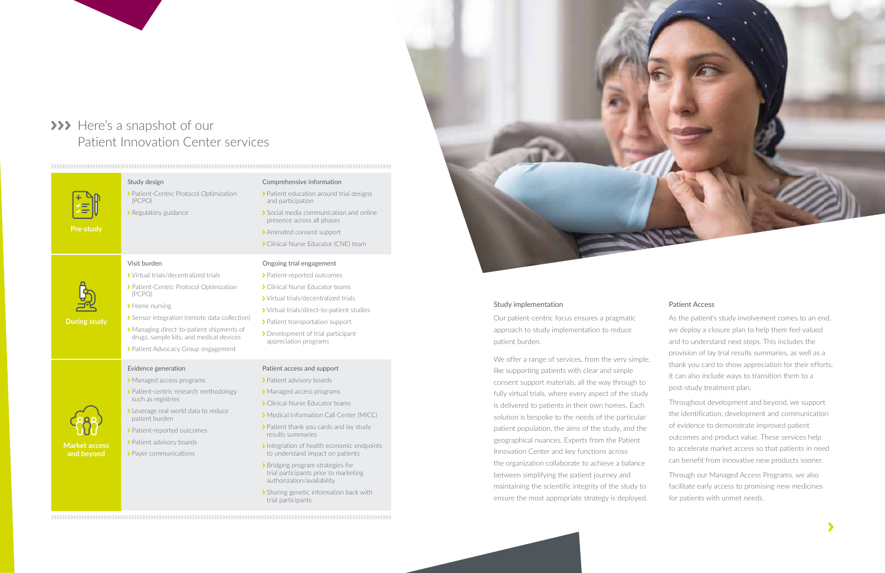## Here's a snapshot of our Patient Innovation Center services

| Phase | | |
|---|---|---|
| **Pre-study** | **Study design**<br>› Patient-Centric Protocol Optimization (PCPO)<br>› Regulatory guidance | **Comprehensive information**<br>› Patient education around trial designs and participation<br>› Social media communication and online presence across all phases<br>› Animated consent support<br>› Clinical Nurse Educator (CNE) team |
| **During study** | **Visit burden**<br>› Virtual trials/decentralized trials<br>› Patient-Centric Protocol Optimization (PCPO)<br>› Home nursing<br>› Sensor integration (remote data collection)<br>› Managing direct-to-patient shipments of drugs, sample kits, and medical devices<br>› Patient Advocacy Group engagement | **Ongoing trial engagement**<br>› Patient-reported outcomes<br>› Clinical Nurse Educator teams<br>› Virtual trials/decentralized trials<br>› Virtual trials/direct-to-patient studies<br>› Patient transportation support<br>› Development of trial participant appreciation programs |
| **Market access and beyond** | **Evidence generation**<br>› Managed access programs<br>› Patient-centric research methodology such as registries<br>› Leverage real world data to reduce patient burden<br>› Patient-reported outcomes<br>› Patient advisory boards<br>› Payer communications | **Patient access and support**<br>› Patient advisory boards<br>› Managed access programs<br>› Clinical Nurse Educator teams<br>› Medical Information Call Center (MICC)<br>› Patient thank you cards and lay study results summaries<br>› Integration of health economic endpoints to understand impact on patients<br>› Bridging program strategies for trial participants prior to marketing authorization/availability<br>› Sharing genetic information back with trial participants |

### Study implementation

Our patient-centric focus ensures a pragmatic approach to study implementation to reduce patient burden.

We offer a range of services, from the very simple, like supporting patients with clear and simple consent support materials, all the way through to fully virtual trials, where every aspect of the study is delivered to patients in their own homes. Each solution is bespoke to the needs of the particular patient population, the aims of the study, and the geographical nuances. Experts from the Patient Innovation Center and key functions across the organization collaborate to achieve a balance between simplifying the patient journey and maintaining the scientific integrity of the study to ensure the most appropriate strategy is deployed.

### Patient Access

As the patient's study involvement comes to an end, we deploy a closure plan to help them feel valued and to understand next steps. This includes the provision of lay trial results summaries, as well as a thank you card to show appreciation for their efforts. It can also include ways to transition them to a post-study treatment plan.

Throughout development and beyond, we support the identification, development and communication of evidence to demonstrate improved patient outcomes and product value. These services help to accelerate market access so that patients in need can benefit from innovative new products sooner.

Through our Managed Access Programs, we also facilitate early access to promising new medicines for patients with unmet needs.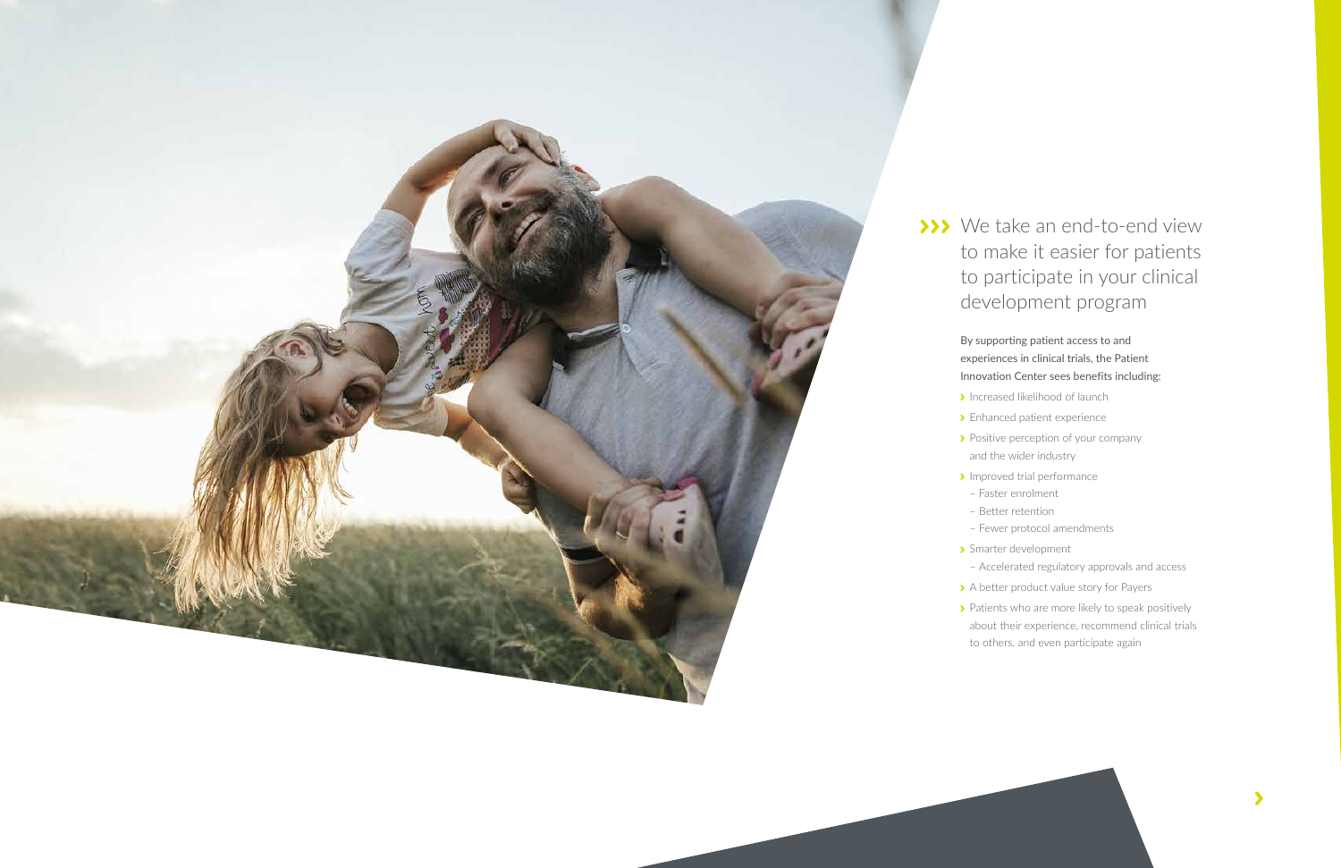## We take an end-to-end view to make it easier for patients to participate in your clinical development program

By supporting patient access to and experiences in clinical trials, the Patient Innovation Center sees benefits including:

- Increased likelihood of launch
- Enhanced patient experience
- Positive perception of your company and the wider industry
- Improved trial performance
  - Faster enrolment
  - Better retention
  - Fewer protocol amendments
- Smarter development
  - Accelerated regulatory approvals and access
- A better product value story for Payers
- Patients who are more likely to speak positively about their experience, recommend clinical trials to others, and even participate again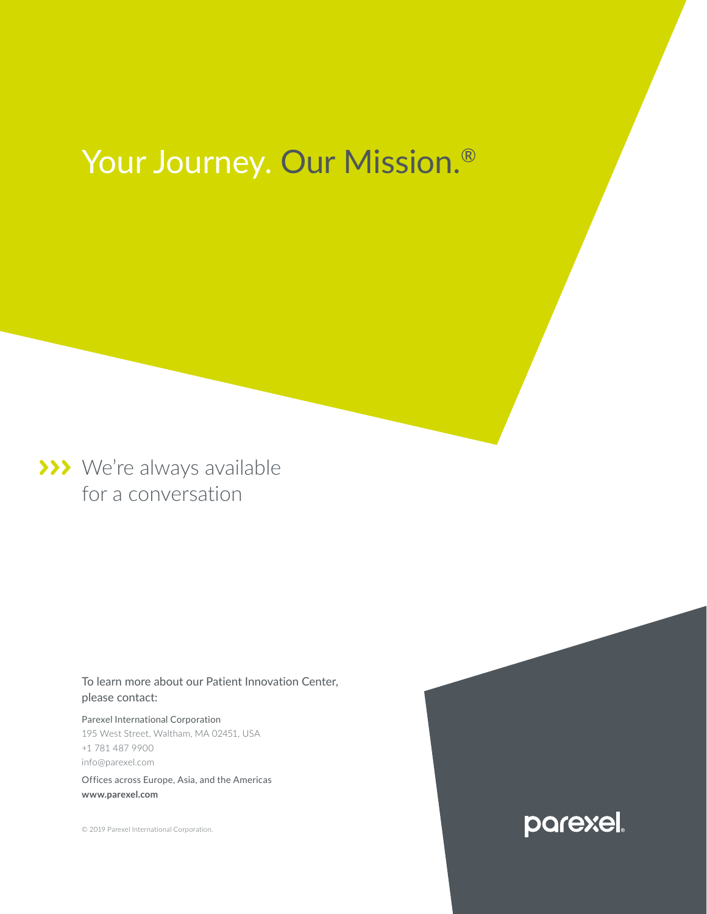# Your Journey. Our Mission.®

››› We're always available for a conversation

To learn more about our Patient Innovation Center, please contact:

Parexel International Corporation
195 West Street, Waltham, MA 02451, USA
+1 781 487 9900
info@parexel.com

Offices across Europe, Asia, and the Americas
**www.parexel.com**

© 2019 Parexel International Corporation.

parexel.